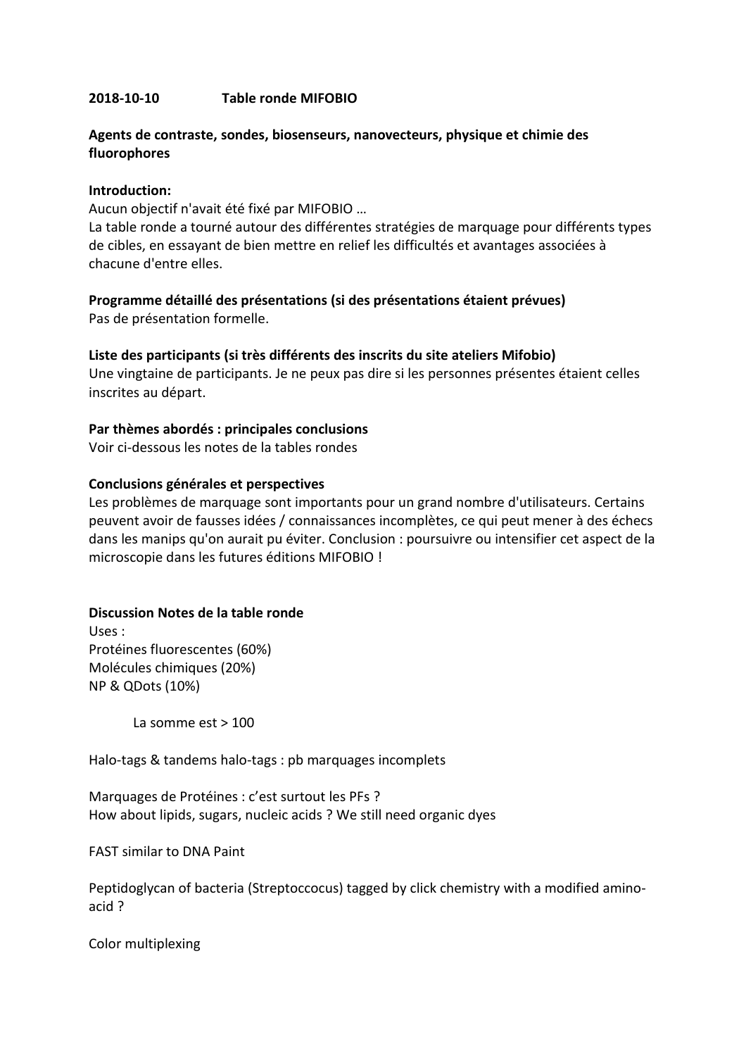**2018-10-10 Table ronde MIFOBIO**

**Agents de contraste, sondes, biosenseurs, nanovecteurs, physique et chimie des fluorophores**

**Introduction:**

Aucun objectif n'avait été fixé par MIFOBIO …

La table ronde a tourné autour des différentes stratégies de marquage pour différents types de cibles, en essayant de bien mettre en relief les difficultés et avantages associées à chacune d'entre elles.

**Programme détaillé des présentations (si des présentations étaient prévues)**

Pas de présentation formelle.

**Liste des participants (si très différents des inscrits du site ateliers Mifobio)**

Une vingtaine de participants. Je ne peux pas dire si les personnes présentes étaient celles inscrites au départ.

**Par thèmes abordés : principales conclusions**

Voir ci-dessous les notes de la tables rondes

**Conclusions générales et perspectives**

Les problèmes de marquage sont importants pour un grand nombre d'utilisateurs. Certains peuvent avoir de fausses idées / connaissances incomplètes, ce qui peut mener à des échecs dans les manips qu'on aurait pu éviter. Conclusion : poursuivre ou intensifier cet aspect de la microscopie dans les futures éditions MIFOBIO !

**Discussion Notes de la table ronde**

Uses :

Protéines fluorescentes (60%)

Molécules chimiques (20%)

NP & QDots (10%)

La somme est > 100

Halo-tags & tandems halo-tags : pb marquages incomplets

Marquages de Protéines : c'est surtout les PFs ?

How about lipids, sugars, nucleic acids ? We still need organic dyes

FAST similar to DNA Paint

Peptidoglycan of bacteria (Streptoccocus) tagged by click chemistry with a modified amino-acid ?

Color multiplexing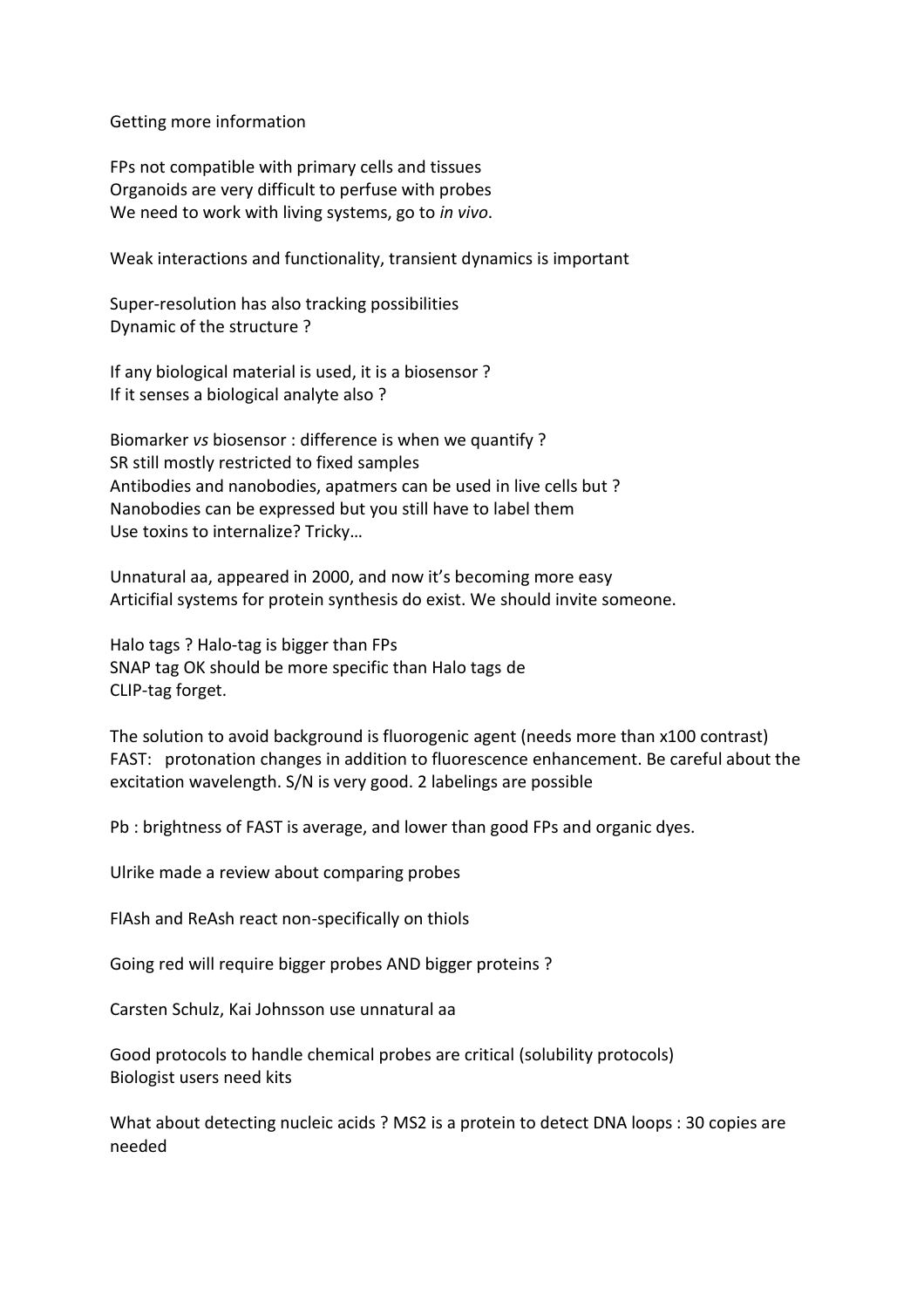Getting more information

FPs not compatible with primary cells and tissues
Organoids are very difficult to perfuse with probes
We need to work with living systems, go to *in vivo*.

Weak interactions and functionality, transient dynamics is important

Super-resolution has also tracking possibilities
Dynamic of the structure ?

If any biological material is used, it is a biosensor ?
If it senses a biological analyte also ?

Biomarker *vs* biosensor : difference is when we quantify ?
SR still mostly restricted to fixed samples
Antibodies and nanobodies, apatmers can be used in live cells but ?
Nanobodies can be expressed but you still have to label them
Use toxins to internalize? Tricky…

Unnatural aa, appeared in 2000, and now it's becoming more easy
Articifial systems for protein synthesis do exist. We should invite someone.

Halo tags ? Halo-tag is bigger than FPs
SNAP tag OK should be more specific than Halo tags de
CLIP-tag forget.

The solution to avoid background is fluorogenic agent (needs more than x100 contrast)
FAST: protonation changes in addition to fluorescence enhancement. Be careful about the excitation wavelength. S/N is very good. 2 labelings are possible

Pb : brightness of FAST is average, and lower than good FPs and organic dyes.

Ulrike made a review about comparing probes

FlAsh and ReAsh react non-specifically on thiols

Going red will require bigger probes AND bigger proteins ?

Carsten Schulz, Kai Johnsson use unnatural aa

Good protocols to handle chemical probes are critical (solubility protocols)
Biologist users need kits

What about detecting nucleic acids ? MS2 is a protein to detect DNA loops : 30 copies are needed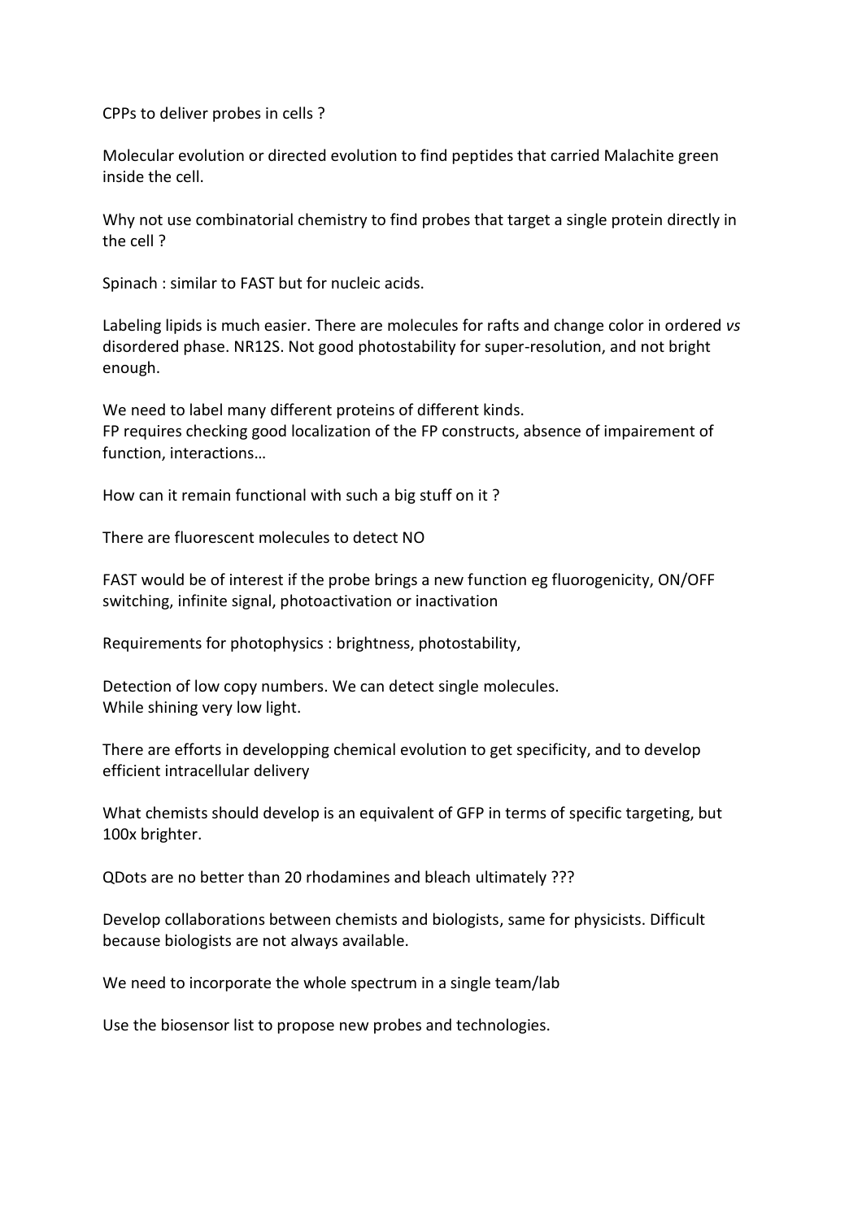CPPs to deliver probes in cells ?

Molecular evolution or directed evolution to find peptides that carried Malachite green inside the cell.

Why not use combinatorial chemistry to find probes that target a single protein directly in the cell ?

Spinach : similar to FAST but for nucleic acids.

Labeling lipids is much easier. There are molecules for rafts and change color in ordered *vs* disordered phase. NR12S. Not good photostability for super-resolution, and not bright enough.

We need to label many different proteins of different kinds.
FP requires checking good localization of the FP constructs, absence of impairement of function, interactions…

How can it remain functional with such a big stuff on it ?

There are fluorescent molecules to detect NO

FAST would be of interest if the probe brings a new function eg fluorogenicity, ON/OFF switching, infinite signal, photoactivation or inactivation

Requirements for photophysics : brightness, photostability,

Detection of low copy numbers. We can detect single molecules.
While shining very low light.

There are efforts in developping chemical evolution to get specificity, and to develop efficient intracellular delivery

What chemists should develop is an equivalent of GFP in terms of specific targeting, but 100x brighter.

QDots are no better than 20 rhodamines and bleach ultimately ???

Develop collaborations between chemists and biologists, same for physicists. Difficult because biologists are not always available.

We need to incorporate the whole spectrum in a single team/lab

Use the biosensor list to propose new probes and technologies.